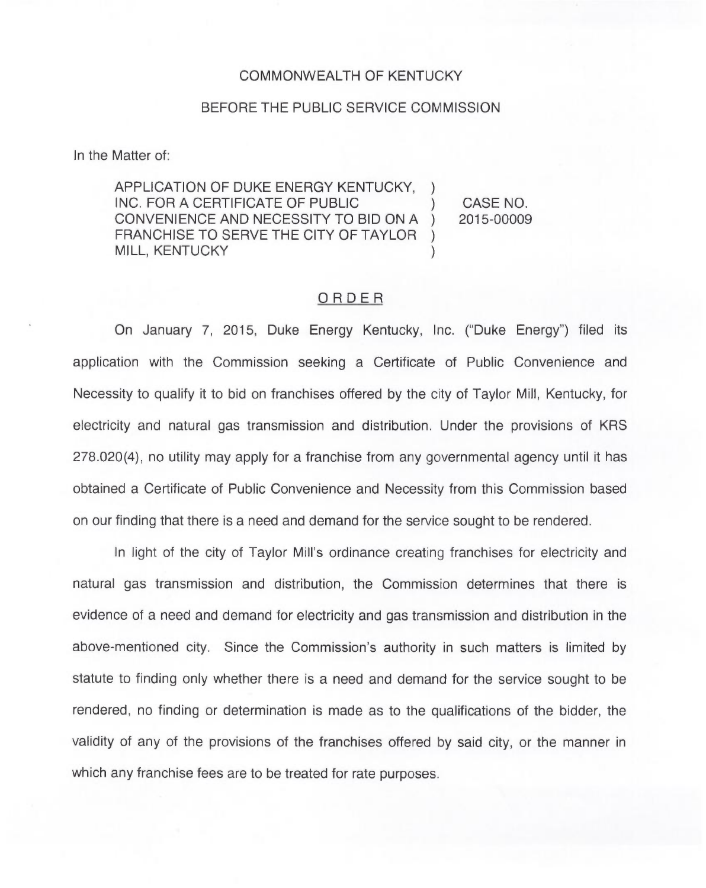COMMONWEALTH OF KENTUCKY

BEFORE THE PUBLIC SERVICE COMMISSION

In the Matter of:

| | | |
|---|---|---|
| APPLICATION OF DUKE ENERGY KENTUCKY, INC. FOR A CERTIFICATE OF PUBLIC CONVENIENCE AND NECESSITY TO BID ON A FRANCHISE TO SERVE THE CITY OF TAYLOR MILL, KENTUCKY | ) ) ) ) ) | CASE NO. 2015-00009 |

## ORDER

On January 7, 2015, Duke Energy Kentucky, Inc. ("Duke Energy") filed its application with the Commission seeking a Certificate of Public Convenience and Necessity to qualify it to bid on franchises offered by the city of Taylor Mill, Kentucky, for electricity and natural gas transmission and distribution. Under the provisions of KRS 278.020(4), no utility may apply for a franchise from any governmental agency until it has obtained a Certificate of Public Convenience and Necessity from this Commission based on our finding that there is a need and demand for the service sought to be rendered.

In light of the city of Taylor Mill's ordinance creating franchises for electricity and natural gas transmission and distribution, the Commission determines that there is evidence of a need and demand for electricity and gas transmission and distribution in the above-mentioned city. Since the Commission's authority in such matters is limited by statute to finding only whether there is a need and demand for the service sought to be rendered, no finding or determination is made as to the qualifications of the bidder, the validity of any of the provisions of the franchises offered by said city, or the manner in which any franchise fees are to be treated for rate purposes.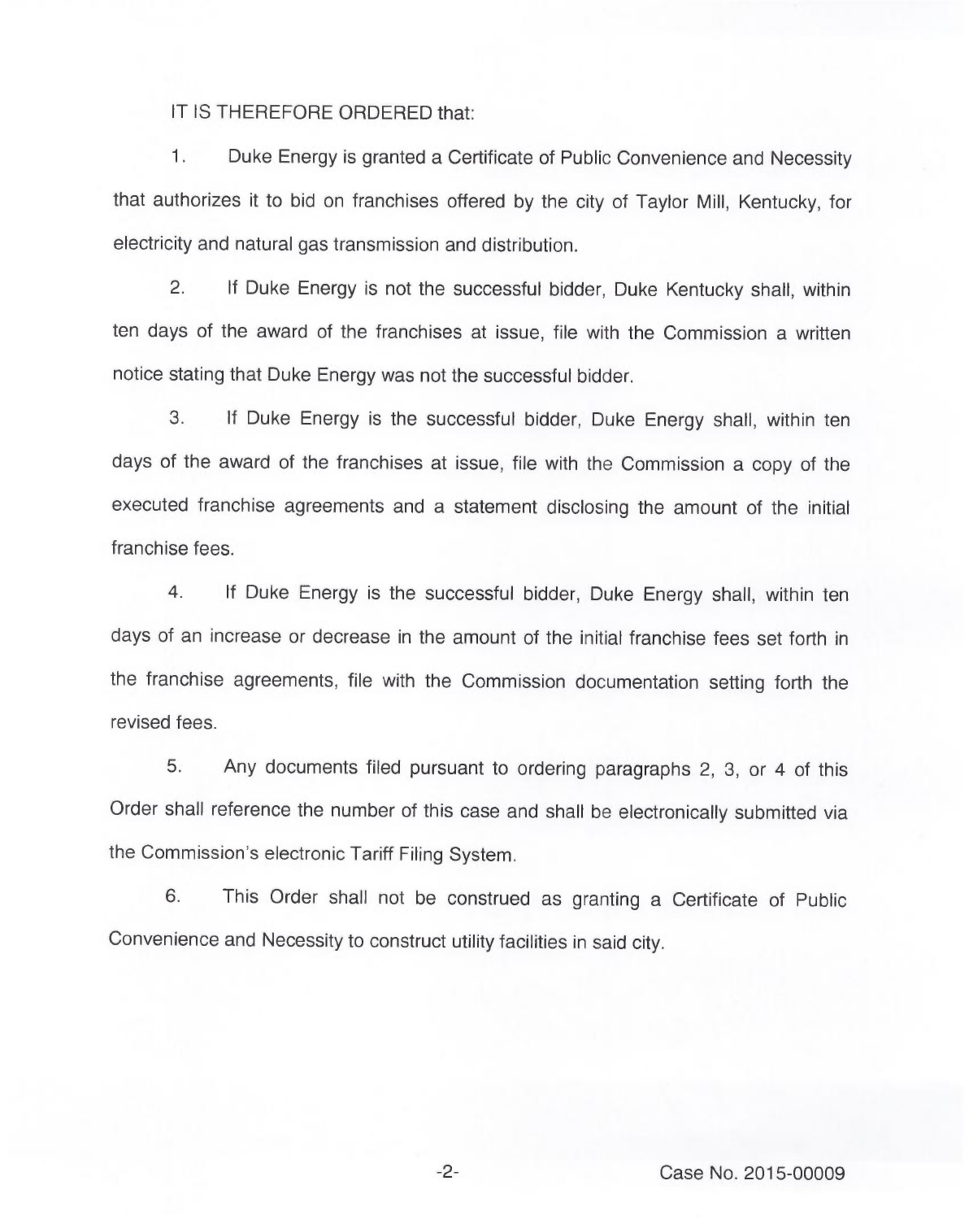IT IS THEREFORE ORDERED that:

1. Duke Energy is granted a Certificate of Public Convenience and Necessity that authorizes it to bid on franchises offered by the city of Taylor Mill, Kentucky, for electricity and natural gas transmission and distribution.

2. If Duke Energy is not the successful bidder, Duke Kentucky shall, within ten days of the award of the franchises at issue, file with the Commission a written notice stating that Duke Energy was not the successful bidder.

3. If Duke Energy is the successful bidder, Duke Energy shall, within ten days of the award of the franchises at issue, file with the Commission a copy of the executed franchise agreements and a statement disclosing the amount of the initial franchise fees.

4. If Duke Energy is the successful bidder, Duke Energy shall, within ten days of an increase or decrease in the amount of the initial franchise fees set forth in the franchise agreements, file with the Commission documentation setting forth the revised fees.

5. Any documents filed pursuant to ordering paragraphs 2, 3, or 4 of this Order shall reference the number of this case and shall be electronically submitted via the Commission's electronic Tariff Filing System.

6. This Order shall not be construed as granting a Certificate of Public Convenience and Necessity to construct utility facilities in said city.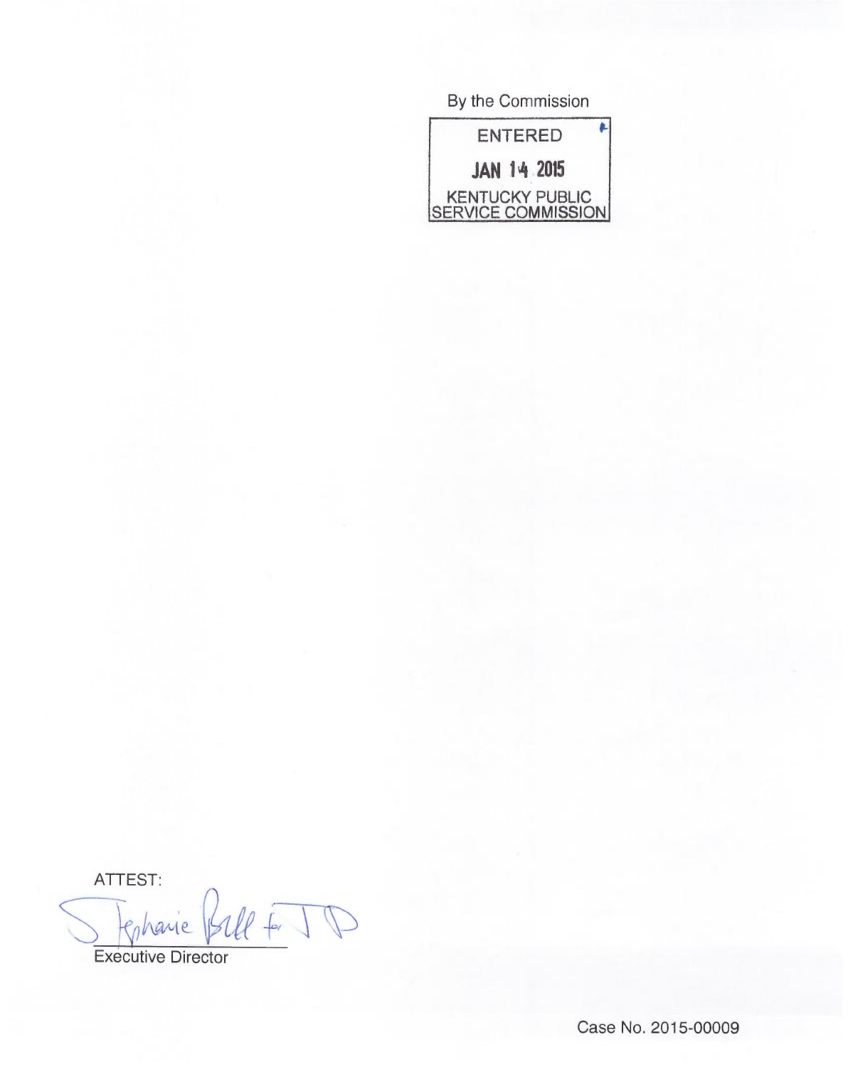By the Commission

ENTERED

JAN 14 2015

KENTUCKY PUBLIC SERVICE COMMISSION

ATTEST:

Stephanie Bell for JD

Executive Director

Case No. 2015-00009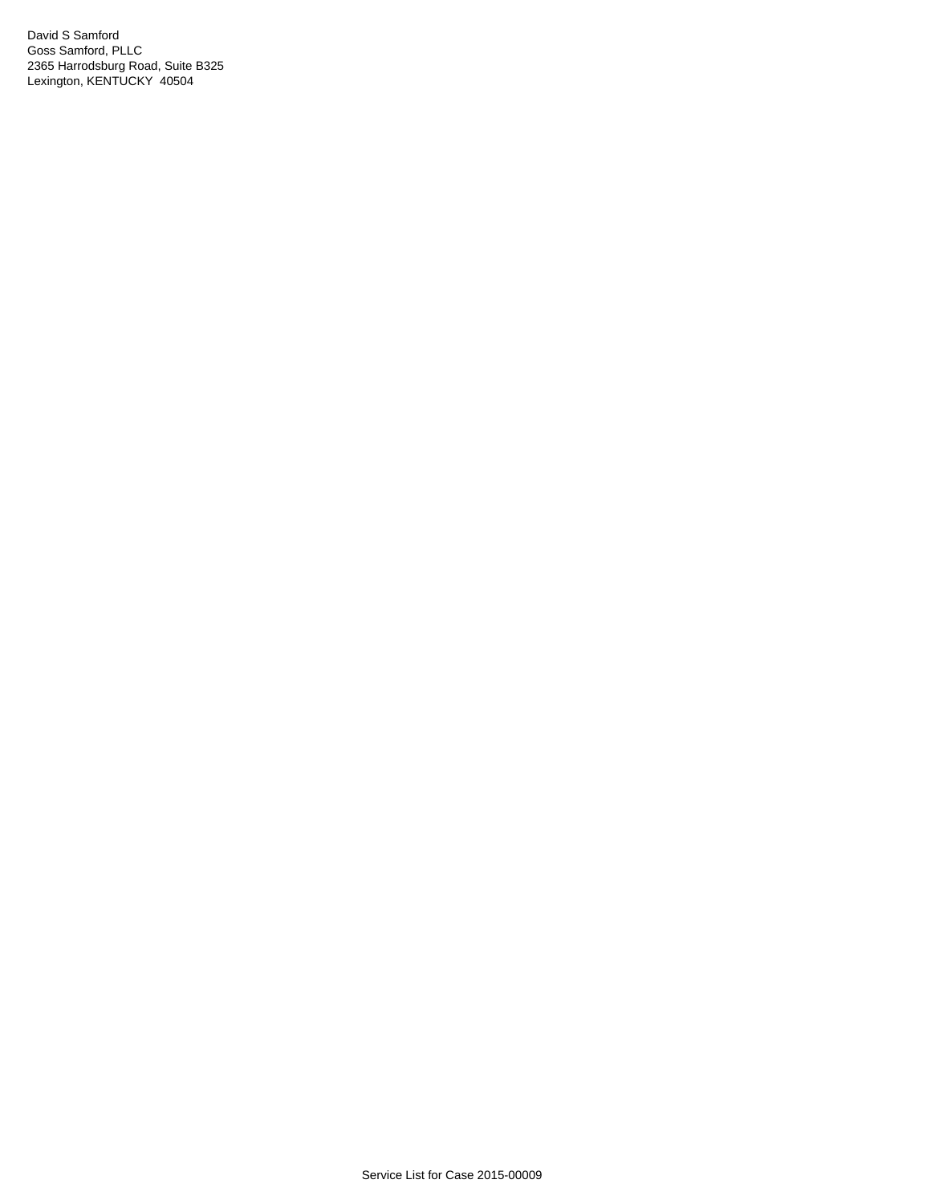David S Samford
Goss Samford, PLLC
2365 Harrodsburg Road, Suite B325
Lexington, KENTUCKY  40504